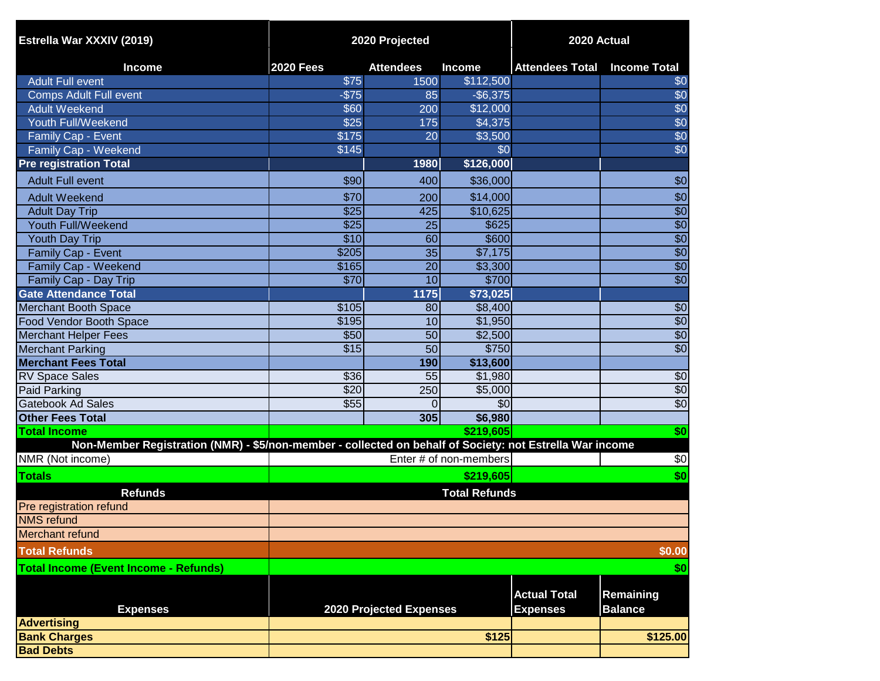| Estrella War XXXIV (2019) | 2020 Projected | | | 2020 Actual | |
|---|---|---|---|---|---|
| **Income** | **2020 Fees** | **Attendees** | **Income** | **Attendees Total** | **Income Total** |
| Adult Full event | $75 | 1500 | $112,500 | | $0 |
| Comps Adult Full event | -$75 | 85 | -$6,375 | | $0 |
| Adult Weekend | $60 | 200 | $12,000 | | $0 |
| Youth Full/Weekend | $25 | 175 | $4,375 | | $0 |
| Family Cap - Event | $175 | 20 | $3,500 | | $0 |
| Family Cap - Weekend | $145 | | $0 | | $0 |
| **Pre registration Total** | | **1980** | **$126,000** | | |
| Adult Full event | $90 | 400 | $36,000 | | $0 |
| Adult Weekend | $70 | 200 | $14,000 | | $0 |
| Adult Day Trip | $25 | 425 | $10,625 | | $0 |
| Youth Full/Weekend | $25 | 25 | $625 | | $0 |
| Youth Day Trip | $10 | 60 | $600 | | $0 |
| Family Cap - Event | $205 | 35 | $7,175 | | $0 |
| Family Cap - Weekend | $165 | 20 | $3,300 | | $0 |
| Family Cap - Day Trip | $70 | 10 | $700 | | $0 |
| **Gate Attendance Total** | | **1175** | **$73,025** | | |
| Merchant Booth Space | $105 | 80 | $8,400 | | $0 |
| Food Vendor Booth Space | $195 | 10 | $1,950 | | $0 |
| Merchant Helper Fees | $50 | 50 | $2,500 | | $0 |
| Merchant Parking | $15 | 50 | $750 | | $0 |
| **Merchant Fees Total** | | **190** | **$13,600** | | |
| RV Space Sales | $36 | 55 | $1,980 | | $0 |
| Paid Parking | $20 | 250 | $5,000 | | $0 |
| Gatebook Ad Sales | $55 | 0 | $0 | | $0 |
| **Other Fees Total** | | **305** | **$6,980** | | |
| **Total Income** | | | **$219,605** | | **$0** |
| **Non-Member Registration (NMR) - $5/non-member - collected on behalf of Society: not Estrella War income** | | | | | |
| NMR (Not income) | | | Enter # of non-members | | $0 |
| **Totals** | | | **$219,605** | | **$0** |
| **Refunds** | | | **Total Refunds** | | |
| Pre registration refund | | | | | |
| NMS refund | | | | | |
| Merchant refund | | | | | |
| **Total Refunds** | | | | | **$0.00** |
| **Total Income (Event Income - Refunds)** | | | | | **$0** |
| **Expenses** | | | **2020 Projected Expenses** | **Actual Total Expenses** | **Remaining Balance** |
| **Advertising** | | | | | |
| **Bank Charges** | | | **$125** | | **$125.00** |
| **Bad Debts** | | | | | |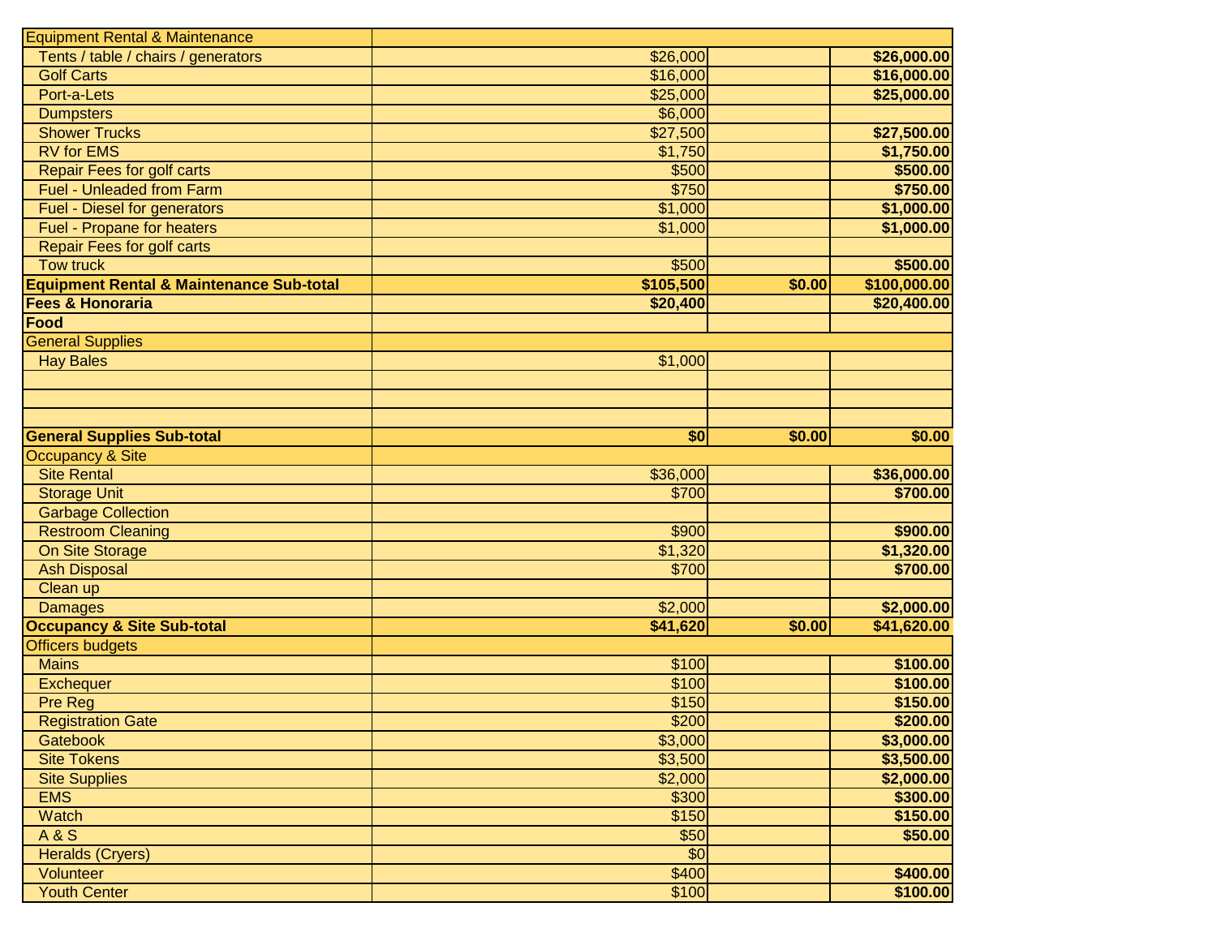| | | | |
|---|---|---|---|
| Equipment Rental & Maintenance | | | |
| Tents / table / chairs / generators | $26,000 | | **$26,000.00** |
| Golf Carts | $16,000 | | **$16,000.00** |
| Port-a-Lets | $25,000 | | **$25,000.00** |
| Dumpsters | $6,000 | | |
| Shower Trucks | $27,500 | | **$27,500.00** |
| RV for EMS | $1,750 | | **$1,750.00** |
| Repair Fees for golf carts | $500 | | **$500.00** |
| Fuel - Unleaded from Farm | $750 | | **$750.00** |
| Fuel - Diesel for generators | $1,000 | | **$1,000.00** |
| Fuel - Propane for heaters | $1,000 | | **$1,000.00** |
| Repair Fees for golf carts | | | |
| Tow truck | $500 | | **$500.00** |
| **Equipment Rental & Maintenance Sub-total** | **$105,500** | **$0.00** | **$100,000.00** |
| **Fees & Honoraria** | **$20,400** | | **$20,400.00** |
| **Food** | | | |
| General Supplies | | | |
| Hay Bales | $1,000 | | |
| | | | |
| | | | |
| | | | |
| **General Supplies Sub-total** | **$0** | **$0.00** | **$0.00** |
| Occupancy & Site | | | |
| Site Rental | $36,000 | | **$36,000.00** |
| Storage Unit | $700 | | **$700.00** |
| Garbage Collection | | | |
| Restroom Cleaning | $900 | | **$900.00** |
| On Site Storage | $1,320 | | **$1,320.00** |
| Ash Disposal | $700 | | **$700.00** |
| Clean up | | | |
| Damages | $2,000 | | **$2,000.00** |
| **Occupancy & Site Sub-total** | **$41,620** | **$0.00** | **$41,620.00** |
| Officers budgets | | | |
| Mains | $100 | | **$100.00** |
| Exchequer | $100 | | **$100.00** |
| Pre Reg | $150 | | **$150.00** |
| Registration Gate | $200 | | **$200.00** |
| Gatebook | $3,000 | | **$3,000.00** |
| Site Tokens | $3,500 | | **$3,500.00** |
| Site Supplies | $2,000 | | **$2,000.00** |
| EMS | $300 | | **$300.00** |
| Watch | $150 | | **$150.00** |
| A & S | $50 | | **$50.00** |
| Heralds (Cryers) | $0 | | |
| Volunteer | $400 | | **$400.00** |
| Youth Center | $100 | | **$100.00** |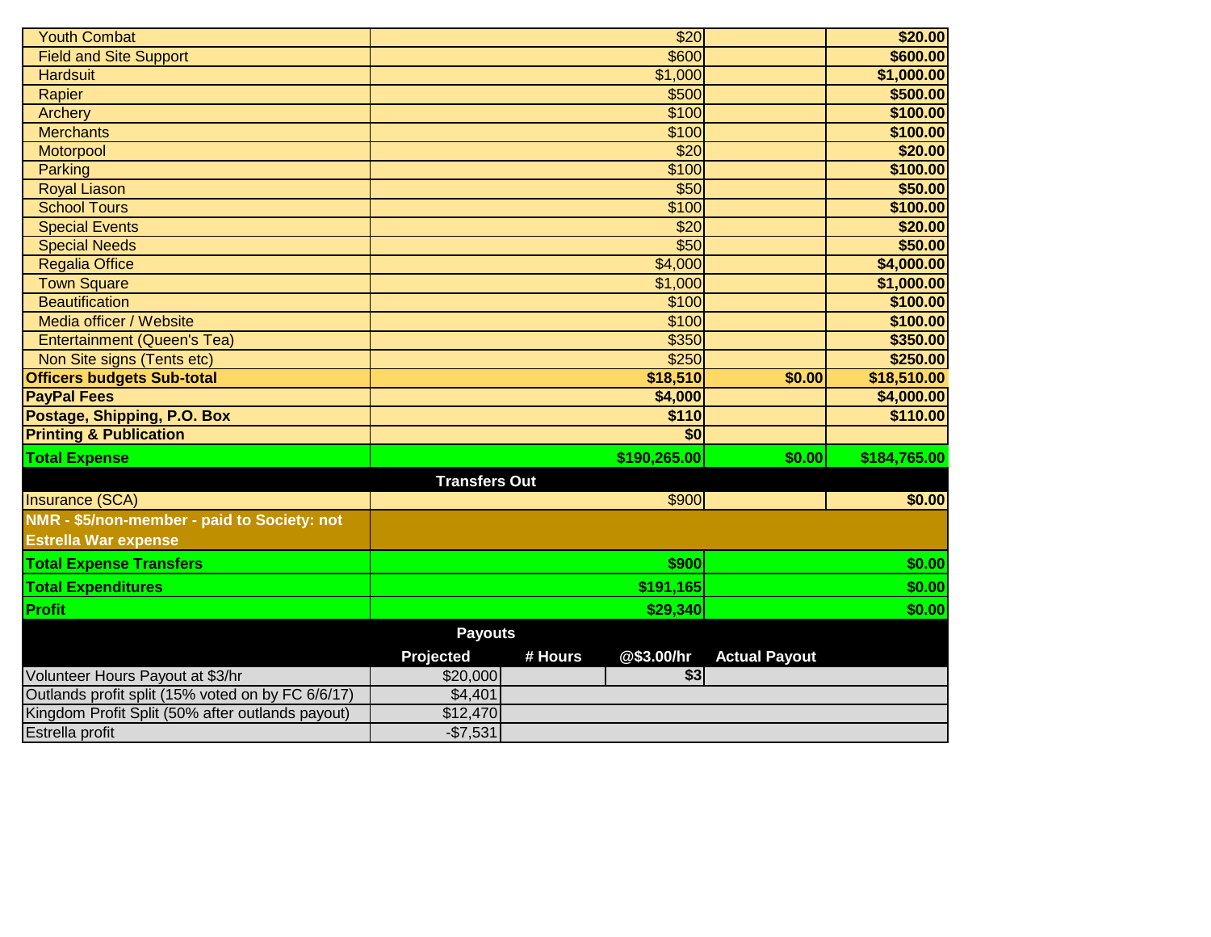| | | | |
|---|---|---|---|
| Youth Combat | $20 | | $20.00 |
| Field and Site Support | $600 | | $600.00 |
| Hardsuit | $1,000 | | $1,000.00 |
| Rapier | $500 | | $500.00 |
| Archery | $100 | | $100.00 |
| Merchants | $100 | | $100.00 |
| Motorpool | $20 | | $20.00 |
| Parking | $100 | | $100.00 |
| Royal Liason | $50 | | $50.00 |
| School Tours | $100 | | $100.00 |
| Special Events | $20 | | $20.00 |
| Special Needs | $50 | | $50.00 |
| Regalia Office | $4,000 | | $4,000.00 |
| Town Square | $1,000 | | $1,000.00 |
| Beautification | $100 | | $100.00 |
| Media officer / Website | $100 | | $100.00 |
| Entertainment (Queen's Tea) | $350 | | $350.00 |
| Non Site signs (Tents etc) | $250 | | $250.00 |
| **Officers budgets Sub-total** | **$18,510** | **$0.00** | **$18,510.00** |
| **PayPal Fees** | **$4,000** | | **$4,000.00** |
| **Postage, Shipping, P.O. Box** | **$110** | | **$110.00** |
| **Printing & Publication** | **$0** | | |
| **Total Expense** | **$190,265.00** | **$0.00** | **$184,765.00** |
| **Transfers Out** | | | |
| Insurance (SCA) | $900 | | $0.00 |
| **NMR - $5/non-member - paid to Society: not Estrella War expense** | | | |
| **Total Expense Transfers** | **$900** | | **$0.00** |
| **Total Expenditures** | **$191,165** | | **$0.00** |
| **Profit** | **$29,340** | | **$0.00** |

**Payouts**

| | Projected | # Hours | @$3.00/hr | Actual Payout |
|---|---|---|---|---|
| Volunteer Hours Payout at $3/hr | $20,000 | | $3 | |
| Outlands profit split (15% voted on by FC 6/6/17) | $4,401 | | | |
| Kingdom Profit Split (50% after outlands payout) | $12,470 | | | |
| Estrella profit | -$7,531 | | | |